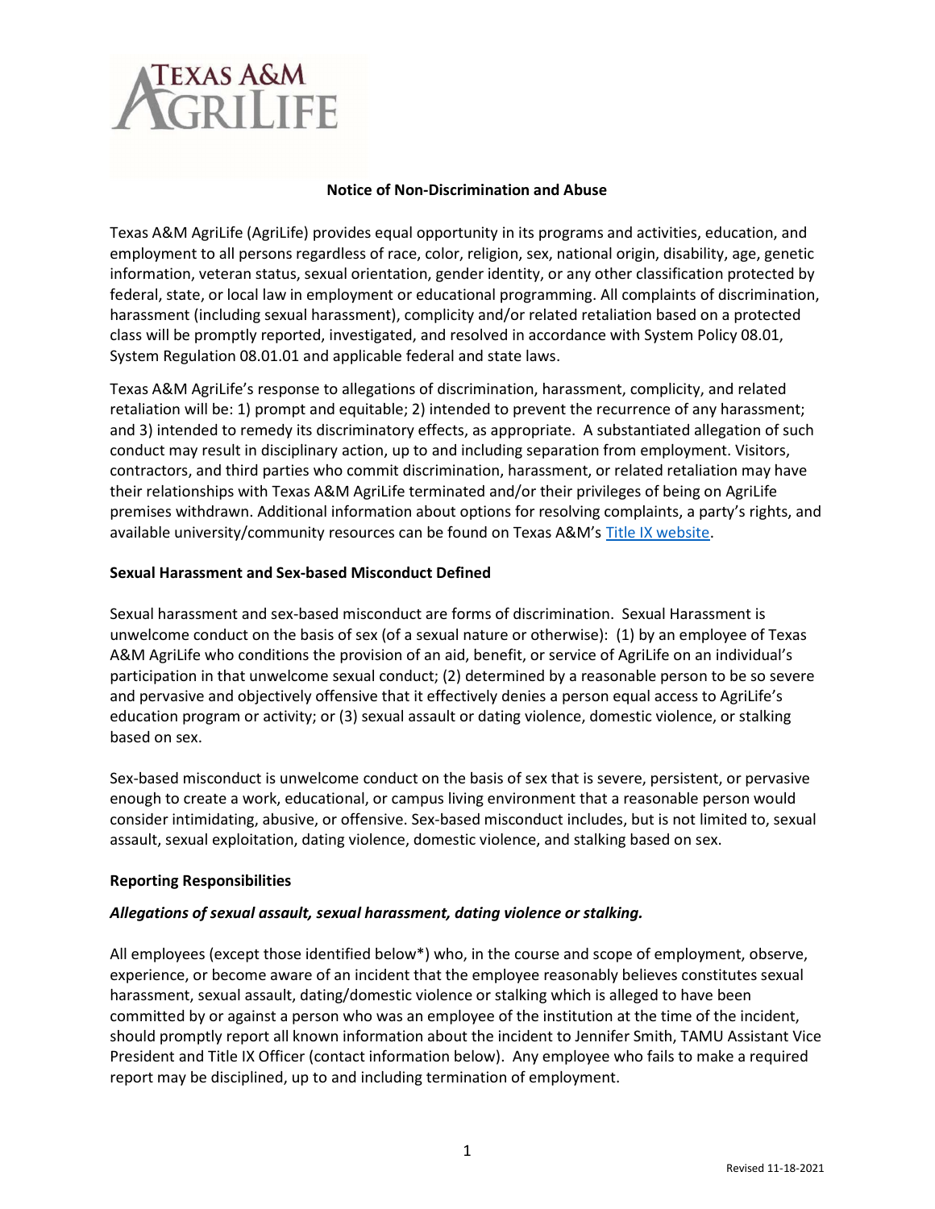## Notice of Non-Discrimination and Abuse

Texas A&M AgriLife (AgriLife) provides equal opportunity in its programs and activities, education, and employment to all persons regardless of race, color, religion, sex, national origin, disability, age, genetic information, veteran status, sexual orientation, gender identity, or any other classification protected by federal, state, or local law in employment or educational programming. All complaints of discrimination, harassment (including sexual harassment), complicity and/or related retaliation based on a protected class will be promptly reported, investigated, and resolved in accordance with System Policy 08.01, System Regulation 08.01.01 and applicable federal and state laws.

Texas A&M AgriLife's response to allegations of discrimination, harassment, complicity, and related retaliation will be: 1) prompt and equitable; 2) intended to prevent the recurrence of any harassment; and 3) intended to remedy its discriminatory effects, as appropriate. A substantiated allegation of such conduct may result in disciplinary action, up to and including separation from employment. Visitors, contractors, and third parties who commit discrimination, harassment, or related retaliation may have their relationships with Texas A&M AgriLife terminated and/or their privileges of being on AgriLife premises withdrawn. Additional information about options for resolving complaints, a party's rights, and available university/community resources can be found on Texas A&M's Title IX website.

### Sexual Harassment and Sex-based Misconduct Defined

Sexual harassment and sex-based misconduct are forms of discrimination. Sexual Harassment is unwelcome conduct on the basis of sex (of a sexual nature or otherwise): (1) by an employee of Texas A&M AgriLife who conditions the provision of an aid, benefit, or service of AgriLife on an individual's participation in that unwelcome sexual conduct; (2) determined by a reasonable person to be so severe and pervasive and objectively offensive that it effectively denies a person equal access to AgriLife's education program or activity; or (3) sexual assault or dating violence, domestic violence, or stalking based on sex.

Sex-based misconduct is unwelcome conduct on the basis of sex that is severe, persistent, or pervasive enough to create a work, educational, or campus living environment that a reasonable person would consider intimidating, abusive, or offensive. Sex-based misconduct includes, but is not limited to, sexual assault, sexual exploitation, dating violence, domestic violence, and stalking based on sex.

### Reporting Responsibilities

***Allegations of sexual assault, sexual harassment, dating violence or stalking.***

All employees (except those identified below*) who, in the course and scope of employment, observe, experience, or become aware of an incident that the employee reasonably believes constitutes sexual harassment, sexual assault, dating/domestic violence or stalking which is alleged to have been committed by or against a person who was an employee of the institution at the time of the incident, should promptly report all known information about the incident to Jennifer Smith, TAMU Assistant Vice President and Title IX Officer (contact information below). Any employee who fails to make a required report may be disciplined, up to and including termination of employment.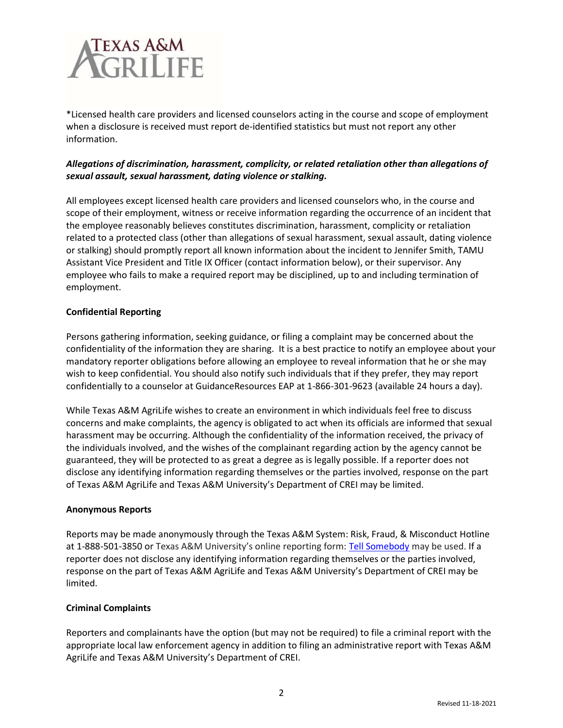*Licensed health care providers and licensed counselors acting in the course and scope of employment when a disclosure is received must report de-identified statistics but must not report any other information.

***Allegations of discrimination, harassment, complicity, or related retaliation other than allegations of sexual assault, sexual harassment, dating violence or stalking.***

All employees except licensed health care providers and licensed counselors who, in the course and scope of their employment, witness or receive information regarding the occurrence of an incident that the employee reasonably believes constitutes discrimination, harassment, complicity or retaliation related to a protected class (other than allegations of sexual harassment, sexual assault, dating violence or stalking) should promptly report all known information about the incident to Jennifer Smith, TAMU Assistant Vice President and Title IX Officer (contact information below), or their supervisor. Any employee who fails to make a required report may be disciplined, up to and including termination of employment.

**Confidential Reporting**

Persons gathering information, seeking guidance, or filing a complaint may be concerned about the confidentiality of the information they are sharing. It is a best practice to notify an employee about your mandatory reporter obligations before allowing an employee to reveal information that he or she may wish to keep confidential. You should also notify such individuals that if they prefer, they may report confidentially to a counselor at GuidanceResources EAP at 1-866-301-9623 (available 24 hours a day).

While Texas A&M AgriLife wishes to create an environment in which individuals feel free to discuss concerns and make complaints, the agency is obligated to act when its officials are informed that sexual harassment may be occurring. Although the confidentiality of the information received, the privacy of the individuals involved, and the wishes of the complainant regarding action by the agency cannot be guaranteed, they will be protected to as great a degree as is legally possible. If a reporter does not disclose any identifying information regarding themselves or the parties involved, response on the part of Texas A&M AgriLife and Texas A&M University's Department of CREI may be limited.

**Anonymous Reports**

Reports may be made anonymously through the Texas A&M System: Risk, Fraud, & Misconduct Hotline at 1-888-501-3850 or Texas A&M University's online reporting form: Tell Somebody may be used. If a reporter does not disclose any identifying information regarding themselves or the parties involved, response on the part of Texas A&M AgriLife and Texas A&M University's Department of CREI may be limited.

**Criminal Complaints**

Reporters and complainants have the option (but may not be required) to file a criminal report with the appropriate local law enforcement agency in addition to filing an administrative report with Texas A&M AgriLife and Texas A&M University's Department of CREI.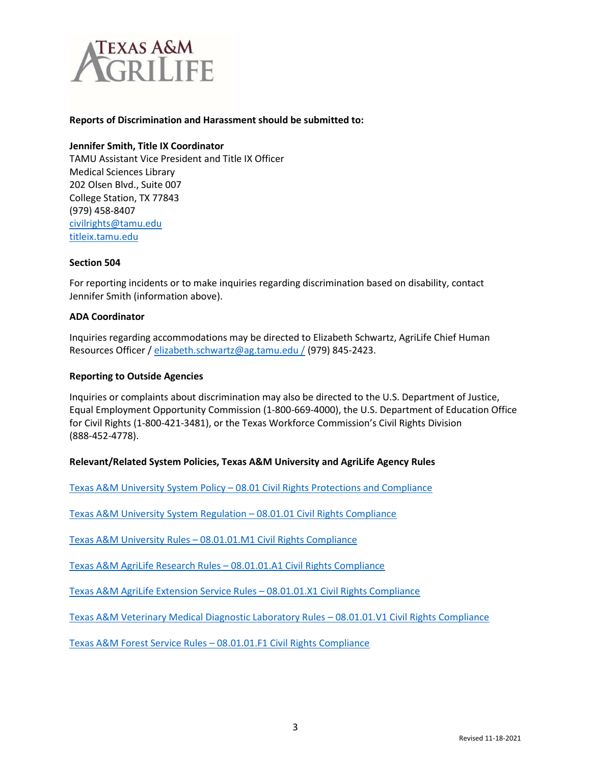**Reports of Discrimination and Harassment should be submitted to:**

**Jennifer Smith, Title IX Coordinator**
TAMU Assistant Vice President and Title IX Officer
Medical Sciences Library
202 Olsen Blvd., Suite 007
College Station, TX 77843
(979) 458-8407
civilrights@tamu.edu
titleix.tamu.edu

**Section 504**

For reporting incidents or to make inquiries regarding discrimination based on disability, contact Jennifer Smith (information above).

**ADA Coordinator**

Inquiries regarding accommodations may be directed to Elizabeth Schwartz, AgriLife Chief Human Resources Officer / elizabeth.schwartz@ag.tamu.edu / (979) 845-2423.

**Reporting to Outside Agencies**

Inquiries or complaints about discrimination may also be directed to the U.S. Department of Justice, Equal Employment Opportunity Commission (1-800-669-4000), the U.S. Department of Education Office for Civil Rights (1-800-421-3481), or the Texas Workforce Commission's Civil Rights Division (888-452-4778).

**Relevant/Related System Policies, Texas A&M University and AgriLife Agency Rules**

Texas A&M University System Policy – 08.01 Civil Rights Protections and Compliance

Texas A&M University System Regulation – 08.01.01 Civil Rights Compliance

Texas A&M University Rules – 08.01.01.M1 Civil Rights Compliance

Texas A&M AgriLife Research Rules – 08.01.01.A1 Civil Rights Compliance

Texas A&M AgriLife Extension Service Rules – 08.01.01.X1 Civil Rights Compliance

Texas A&M Veterinary Medical Diagnostic Laboratory Rules – 08.01.01.V1 Civil Rights Compliance

Texas A&M Forest Service Rules – 08.01.01.F1 Civil Rights Compliance

Revised 11-18-2021